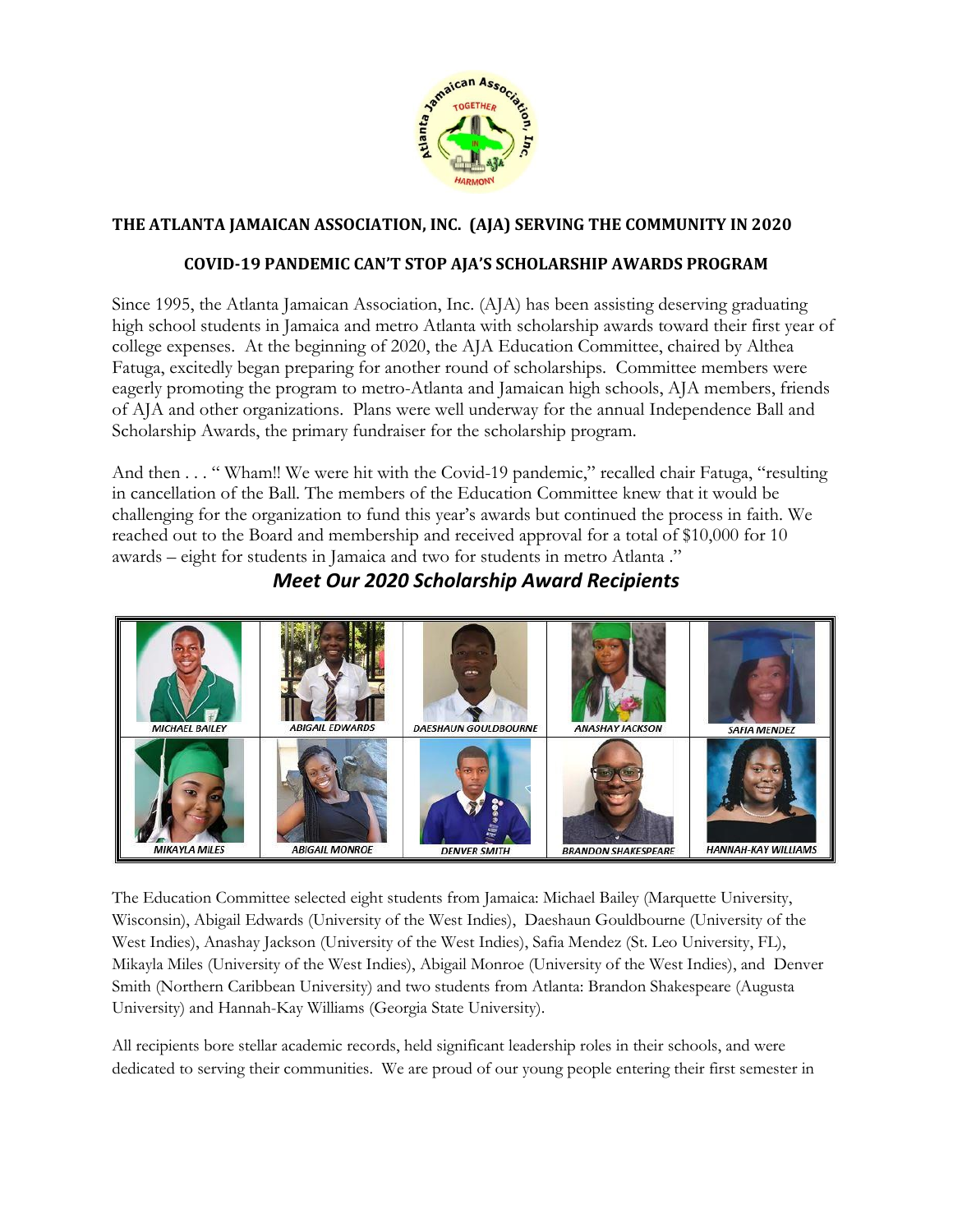## THE ATLANTA JAMAICAN ASSOCIATION, INC. (AJA) SERVING THE COMMUNITY IN 2020

### COVID-19 PANDEMIC CAN'T STOP AJA'S SCHOLARSHIP AWARDS PROGRAM

Since 1995, the Atlanta Jamaican Association, Inc. (AJA) has been assisting deserving graduating high school students in Jamaica and metro Atlanta with scholarship awards toward their first year of college expenses. At the beginning of 2020, the AJA Education Committee, chaired by Althea Fatuga, excitedly began preparing for another round of scholarships. Committee members were eagerly promoting the program to metro-Atlanta and Jamaican high schools, AJA members, friends of AJA and other organizations. Plans were well underway for the annual Independence Ball and Scholarship Awards, the primary fundraiser for the scholarship program.

And then . . . " Wham!! We were hit with the Covid-19 pandemic," recalled chair Fatuga, "resulting in cancellation of the Ball. The members of the Education Committee knew that it would be challenging for the organization to fund this year's awards but continued the process in faith. We reached out to the Board and membership and received approval for a total of $10,000 for 10 awards – eight for students in Jamaica and two for students in metro Atlanta ."

### *Meet Our 2020 Scholarship Award Recipients*

| | | | | |
|---|---|---|---|---|
| *MICHAEL BAILEY* | *ABIGAIL EDWARDS* | *DAESHAUN GOULDBOURNE* | *ANASHAY JACKSON* | *SAFIA MENDEZ* |
| *MIKAYLA MILES* | *ABIGAIL MONROE* | *DENVER SMITH* | *BRANDON SHAKESPEARE* | *HANNAH-KAY WILLIAMS* |

The Education Committee selected eight students from Jamaica: Michael Bailey (Marquette University, Wisconsin), Abigail Edwards (University of the West Indies), Daeshaun Gouldbourne (University of the West Indies), Anashay Jackson (University of the West Indies), Safia Mendez (St. Leo University, FL), Mikayla Miles (University of the West Indies), Abigail Monroe (University of the West Indies), and Denver Smith (Northern Caribbean University) and two students from Atlanta: Brandon Shakespeare (Augusta University) and Hannah-Kay Williams (Georgia State University).

All recipients bore stellar academic records, held significant leadership roles in their schools, and were dedicated to serving their communities. We are proud of our young people entering their first semester in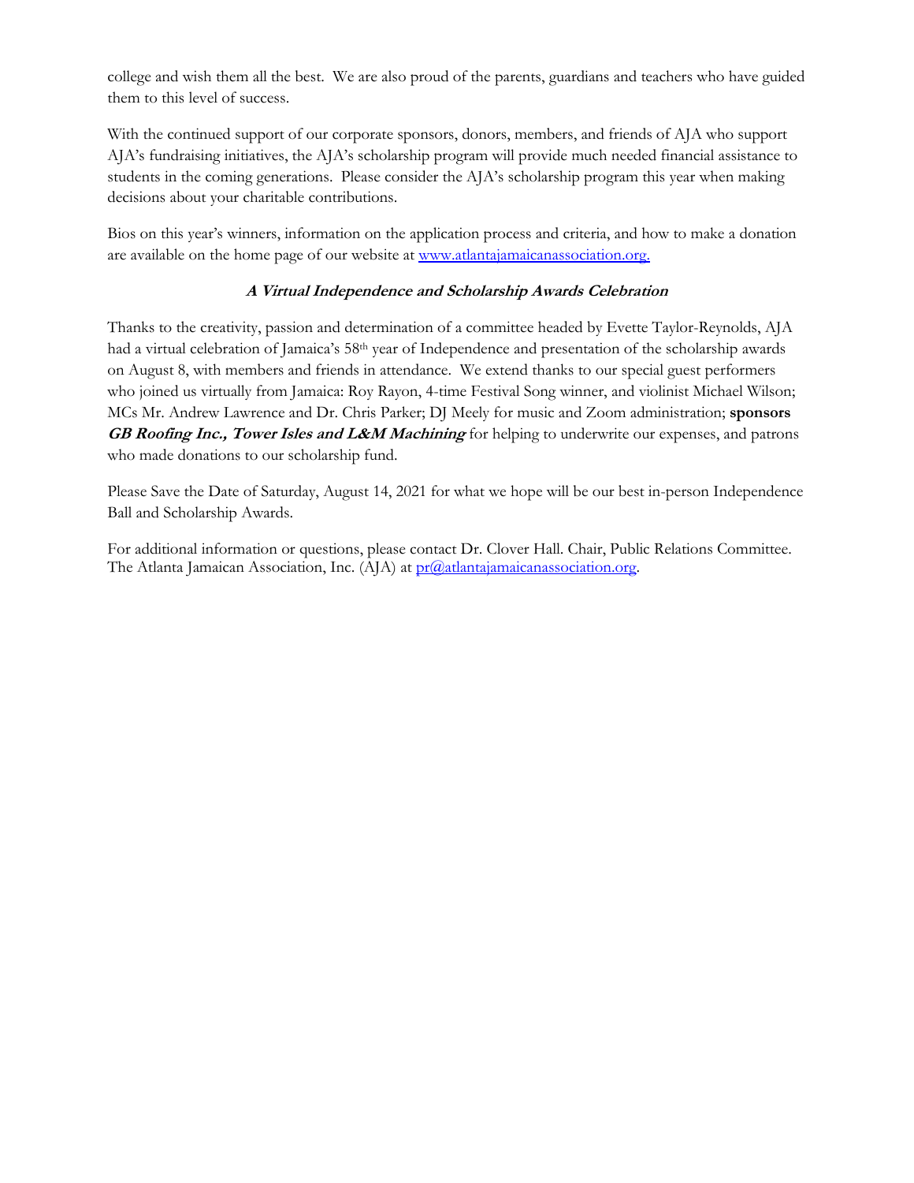college and wish them all the best. We are also proud of the parents, guardians and teachers who have guided them to this level of success.

With the continued support of our corporate sponsors, donors, members, and friends of AJA who support AJA's fundraising initiatives, the AJA's scholarship program will provide much needed financial assistance to students in the coming generations. Please consider the AJA's scholarship program this year when making decisions about your charitable contributions.

Bios on this year's winners, information on the application process and criteria, and how to make a donation are available on the home page of our website at [www.atlantajamaicanassociation.org.](http://www.atlantajamaicanassociation.org)

***A Virtual Independence and Scholarship Awards Celebration***

Thanks to the creativity, passion and determination of a committee headed by Evette Taylor-Reynolds, AJA had a virtual celebration of Jamaica's 58th year of Independence and presentation of the scholarship awards on August 8, with members and friends in attendance. We extend thanks to our special guest performers who joined us virtually from Jamaica: Roy Rayon, 4-time Festival Song winner, and violinist Michael Wilson; MCs Mr. Andrew Lawrence and Dr. Chris Parker; DJ Meely for music and Zoom administration; **sponsors *GB Roofing Inc., Tower Isles and L&M Machining*** for helping to underwrite our expenses, and patrons who made donations to our scholarship fund.

Please Save the Date of Saturday, August 14, 2021 for what we hope will be our best in-person Independence Ball and Scholarship Awards.

For additional information or questions, please contact Dr. Clover Hall. Chair, Public Relations Committee. The Atlanta Jamaican Association, Inc. (AJA) at [pr@atlantajamaicanassociation.org](mailto:pr@atlantajamaicanassociation.org).